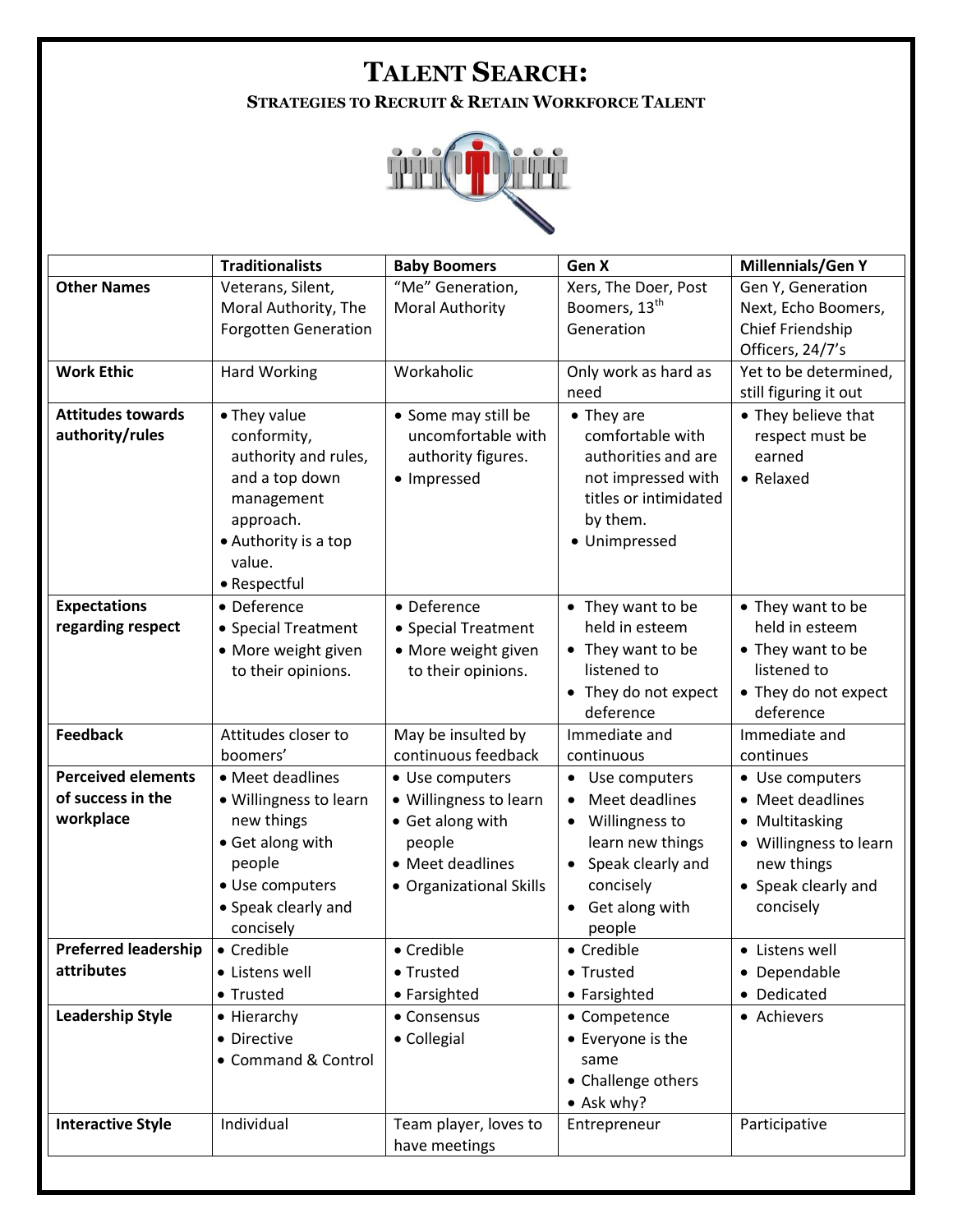# TALENT SEARCH:

## STRATEGIES TO RECRUIT & RETAIN WORKFORCE TALENT

| | Traditionalists | Baby Boomers | Gen X | Millennials/Gen Y |
|---|---|---|---|---|
| **Other Names** | Veterans, Silent, Moral Authority, The Forgotten Generation | "Me" Generation, Moral Authority | Xers, The Doer, Post Boomers, 13th Generation | Gen Y, Generation Next, Echo Boomers, Chief Friendship Officers, 24/7's |
| **Work Ethic** | Hard Working | Workaholic | Only work as hard as need | Yet to be determined, still figuring it out |
| **Attitudes towards authority/rules** | • They value conformity, authority and rules, and a top down management approach.<br>• Authority is a top value.<br>• Respectful | • Some may still be uncomfortable with authority figures.<br>• Impressed | • They are comfortable with authorities and are not impressed with titles or intimidated by them.<br>• Unimpressed | • They believe that respect must be earned<br>• Relaxed |
| **Expectations regarding respect** | • Deference<br>• Special Treatment<br>• More weight given to their opinions. | • Deference<br>• Special Treatment<br>• More weight given to their opinions. | • They want to be held in esteem<br>• They want to be listened to<br>• They do not expect deference | • They want to be held in esteem<br>• They want to be listened to<br>• They do not expect deference |
| **Feedback** | Attitudes closer to boomers' | May be insulted by continuous feedback | Immediate and continuous | Immediate and continues |
| **Perceived elements of success in the workplace** | • Meet deadlines<br>• Willingness to learn new things<br>• Get along with people<br>• Use computers<br>• Speak clearly and concisely | • Use computers<br>• Willingness to learn<br>• Get along with people<br>• Meet deadlines<br>• Organizational Skills | • Use computers<br>• Meet deadlines<br>• Willingness to learn new things<br>• Speak clearly and concisely<br>• Get along with people | • Use computers<br>• Meet deadlines<br>• Multitasking<br>• Willingness to learn new things<br>• Speak clearly and concisely |
| **Preferred leadership attributes** | • Credible<br>• Listens well<br>• Trusted | • Credible<br>• Trusted<br>• Farsighted | • Credible<br>• Trusted<br>• Farsighted | • Listens well<br>• Dependable<br>• Dedicated |
| **Leadership Style** | • Hierarchy<br>• Directive<br>• Command & Control | • Consensus<br>• Collegial | • Competence<br>• Everyone is the same<br>• Challenge others<br>• Ask why? | • Achievers |
| **Interactive Style** | Individual | Team player, loves to have meetings | Entrepreneur | Participative |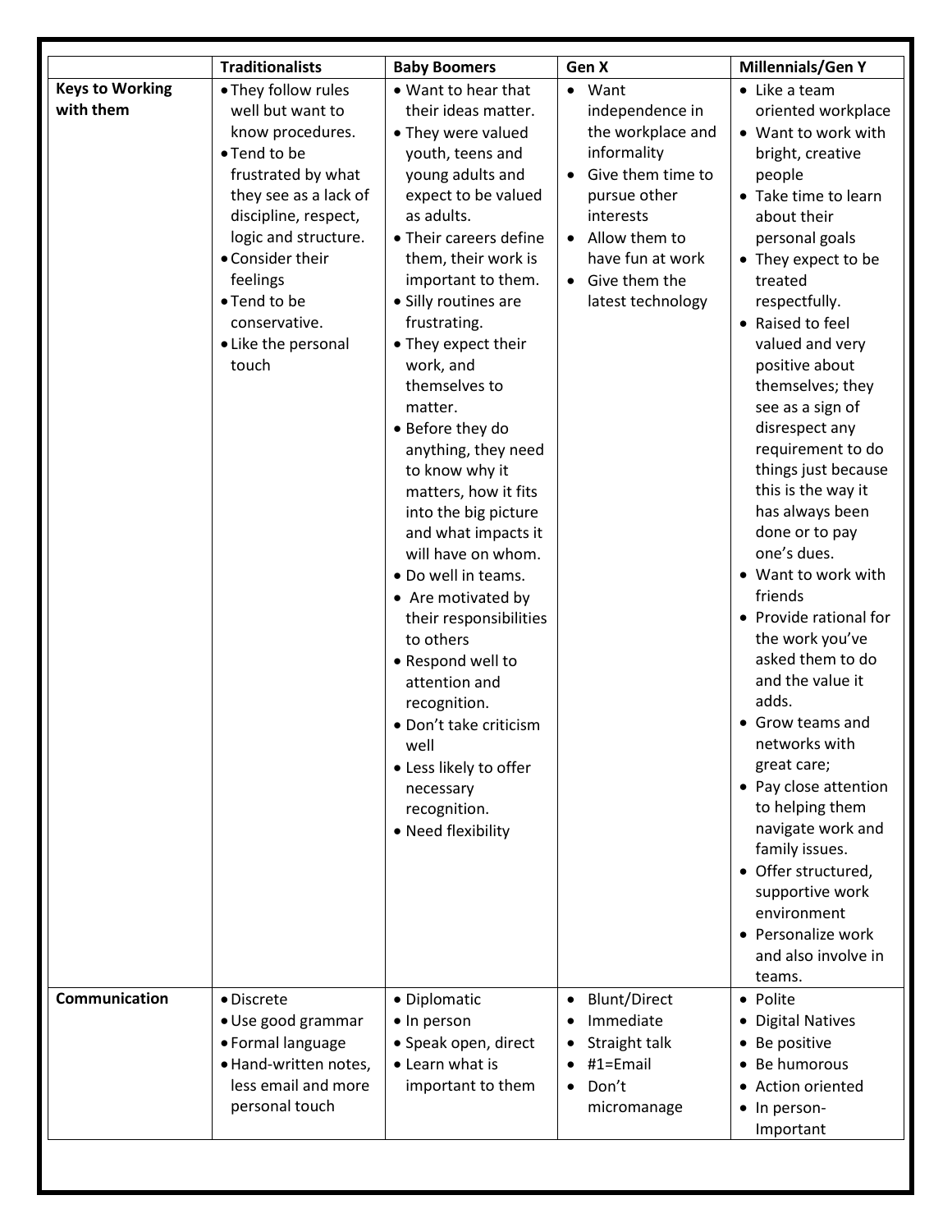| | Traditionalists | Baby Boomers | Gen X | Millennials/Gen Y |
|---|---|---|---|---|
| **Keys to Working with them** | • They follow rules well but want to know procedures.<br>• Tend to be frustrated by what they see as a lack of discipline, respect, logic and structure.<br>• Consider their feelings<br>• Tend to be conservative.<br>• Like the personal touch | • Want to hear that their ideas matter.<br>• They were valued youth, teens and young adults and expect to be valued as adults.<br>• Their careers define them, their work is important to them.<br>• Silly routines are frustrating.<br>• They expect their work, and themselves to matter.<br>• Before they do anything, they need to know why it matters, how it fits into the big picture and what impacts it will have on whom.<br>• Do well in teams.<br>• Are motivated by their responsibilities to others<br>• Respond well to attention and recognition.<br>• Don't take criticism well<br>• Less likely to offer necessary recognition.<br>• Need flexibility | • Want independence in the workplace and informality<br>• Give them time to pursue other interests<br>• Allow them to have fun at work<br>• Give them the latest technology | • Like a team oriented workplace<br>• Want to work with bright, creative people<br>• Take time to learn about their personal goals<br>• They expect to be treated respectfully.<br>• Raised to feel valued and very positive about themselves; they see as a sign of disrespect any requirement to do things just because this is the way it has always been done or to pay one's dues.<br>• Want to work with friends<br>• Provide rational for the work you've asked them to do and the value it adds.<br>• Grow teams and networks with great care;<br>• Pay close attention to helping them navigate work and family issues.<br>• Offer structured, supportive work environment<br>• Personalize work and also involve in teams. |
| **Communication** | • Discrete<br>• Use good grammar<br>• Formal language<br>• Hand-written notes, less email and more personal touch | • Diplomatic<br>• In person<br>• Speak open, direct<br>• Learn what is important to them | • Blunt/Direct<br>• Immediate<br>• Straight talk<br>• #1=Email<br>• Don't micromanage | • Polite<br>• Digital Natives<br>• Be positive<br>• Be humorous<br>• Action oriented<br>• In person-Important |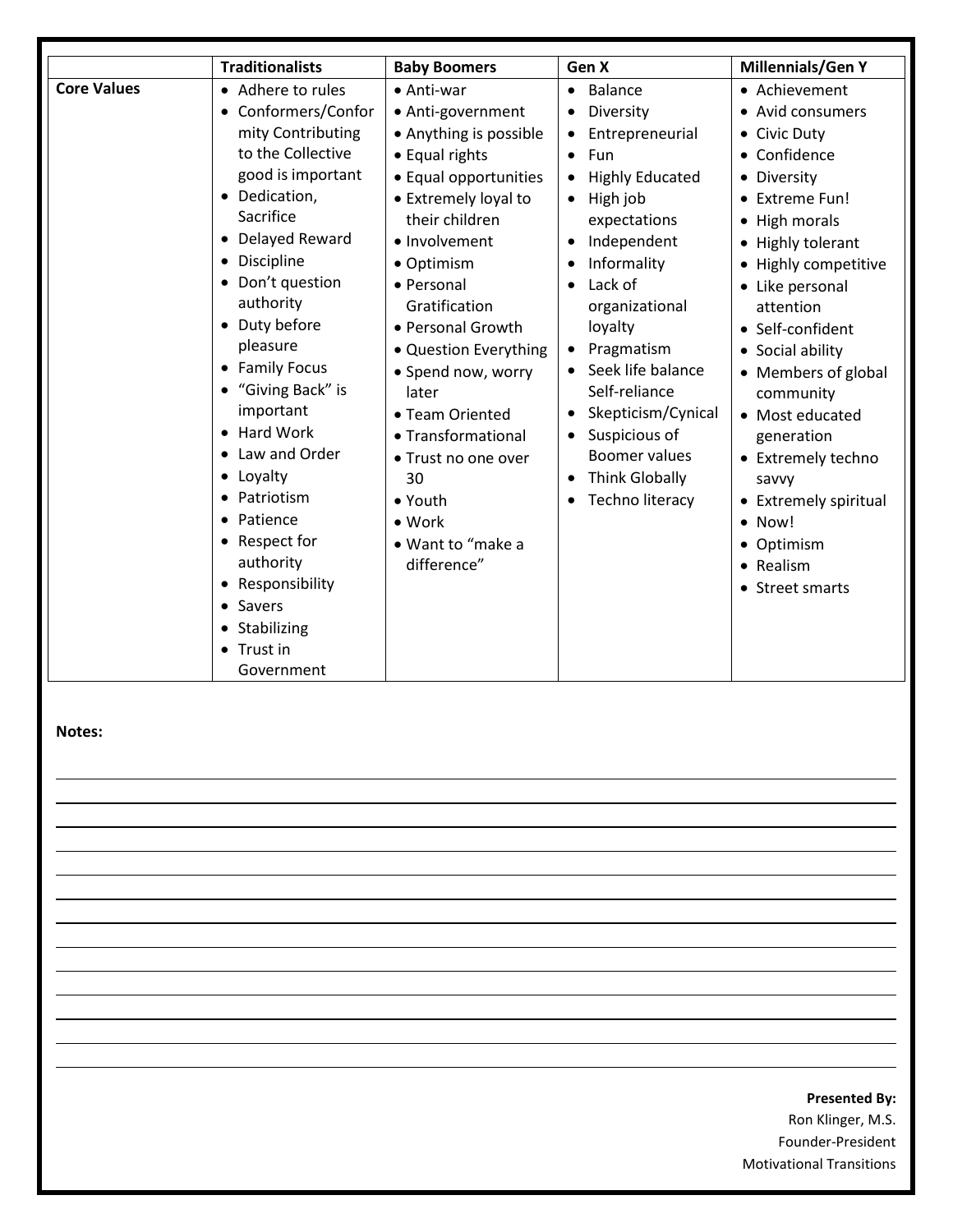| | Traditionalists | Baby Boomers | Gen X | Millennials/Gen Y |
|---|---|---|---|---|
| **Core Values** | • Adhere to rules<br>• Conformers/Conformity Contributing to the Collective good is important<br>• Dedication, Sacrifice<br>• Delayed Reward<br>• Discipline<br>• Don't question authority<br>• Duty before pleasure<br>• Family Focus<br>• "Giving Back" is important<br>• Hard Work<br>• Law and Order<br>• Loyalty<br>• Patriotism<br>• Patience<br>• Respect for authority<br>• Responsibility<br>• Savers<br>• Stabilizing<br>• Trust in Government | • Anti-war<br>• Anti-government<br>• Anything is possible<br>• Equal rights<br>• Equal opportunities<br>• Extremely loyal to their children<br>• Involvement<br>• Optimism<br>• Personal Gratification<br>• Personal Growth<br>• Question Everything<br>• Spend now, worry later<br>• Team Oriented<br>• Transformational<br>• Trust no one over 30<br>• Youth<br>• Work<br>• Want to "make a difference" | • Balance<br>• Diversity<br>• Entrepreneurial<br>• Fun<br>• Highly Educated<br>• High job expectations<br>• Independent<br>• Informality<br>• Lack of organizational loyalty<br>• Pragmatism<br>• Seek life balance Self-reliance<br>• Skepticism/Cynical<br>• Suspicious of Boomer values<br>• Think Globally<br>• Techno literacy | • Achievement<br>• Avid consumers<br>• Civic Duty<br>• Confidence<br>• Diversity<br>• Extreme Fun!<br>• High morals<br>• Highly tolerant<br>• Highly competitive<br>• Like personal attention<br>• Self-confident<br>• Social ability<br>• Members of global community<br>• Most educated generation<br>• Extremely techno savvy<br>• Extremely spiritual<br>• Now!<br>• Optimism<br>• Realism<br>• Street smarts |

**Notes:**

**Presented By:**
Ron Klinger, M.S.
Founder-President
Motivational Transitions